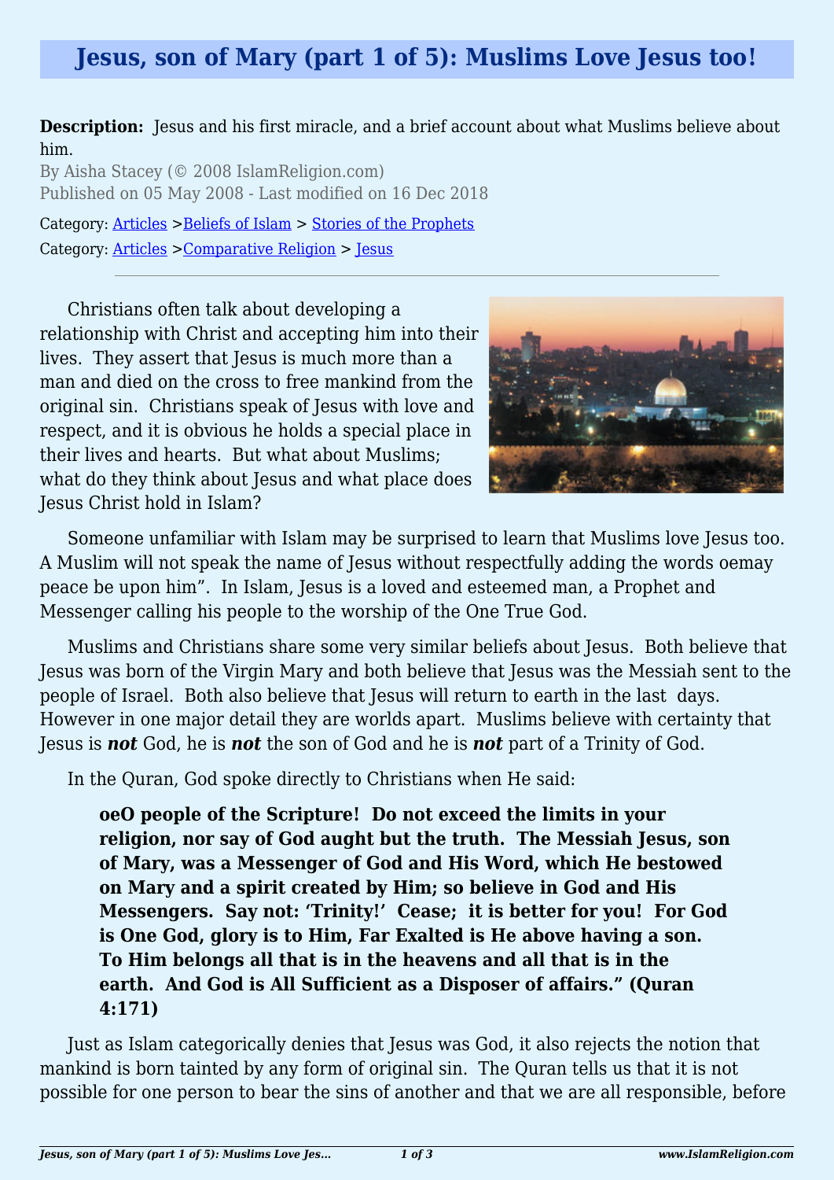# Jesus, son of Mary (part 1 of 5): Muslims Love Jesus too!

**Description:** Jesus and his first miracle, and a brief account about what Muslims believe about him.

By Aisha Stacey (© 2008 IslamReligion.com)

Published on 05 May 2008 - Last modified on 16 Dec 2018

Category: Articles >Beliefs of Islam > Stories of the Prophets

Category: Articles >Comparative Religion > Jesus

---

Christians often talk about developing a relationship with Christ and accepting him into their lives. They assert that Jesus is much more than a man and died on the cross to free mankind from the original sin. Christians speak of Jesus with love and respect, and it is obvious he holds a special place in their lives and hearts. But what about Muslims; what do they think about Jesus and what place does Jesus Christ hold in Islam?

Someone unfamiliar with Islam may be surprised to learn that Muslims love Jesus too. A Muslim will not speak the name of Jesus without respectfully adding the words oemay peace be upon him". In Islam, Jesus is a loved and esteemed man, a Prophet and Messenger calling his people to the worship of the One True God.

Muslims and Christians share some very similar beliefs about Jesus. Both believe that Jesus was born of the Virgin Mary and both believe that Jesus was the Messiah sent to the people of Israel. Both also believe that Jesus will return to earth in the last days. However in one major detail they are worlds apart. Muslims believe with certainty that Jesus is ***not*** God, he is ***not*** the son of God and he is ***not*** part of a Trinity of God.

In the Quran, God spoke directly to Christians when He said:

> **oeO people of the Scripture! Do not exceed the limits in your religion, nor say of God aught but the truth. The Messiah Jesus, son of Mary, was a Messenger of God and His Word, which He bestowed on Mary and a spirit created by Him; so believe in God and His Messengers. Say not: 'Trinity!' Cease; it is better for you! For God is One God, glory is to Him, Far Exalted is He above having a son. To Him belongs all that is in the heavens and all that is in the earth. And God is All Sufficient as a Disposer of affairs." (Quran 4:171)**

Just as Islam categorically denies that Jesus was God, it also rejects the notion that mankind is born tainted by any form of original sin. The Quran tells us that it is not possible for one person to bear the sins of another and that we are all responsible, before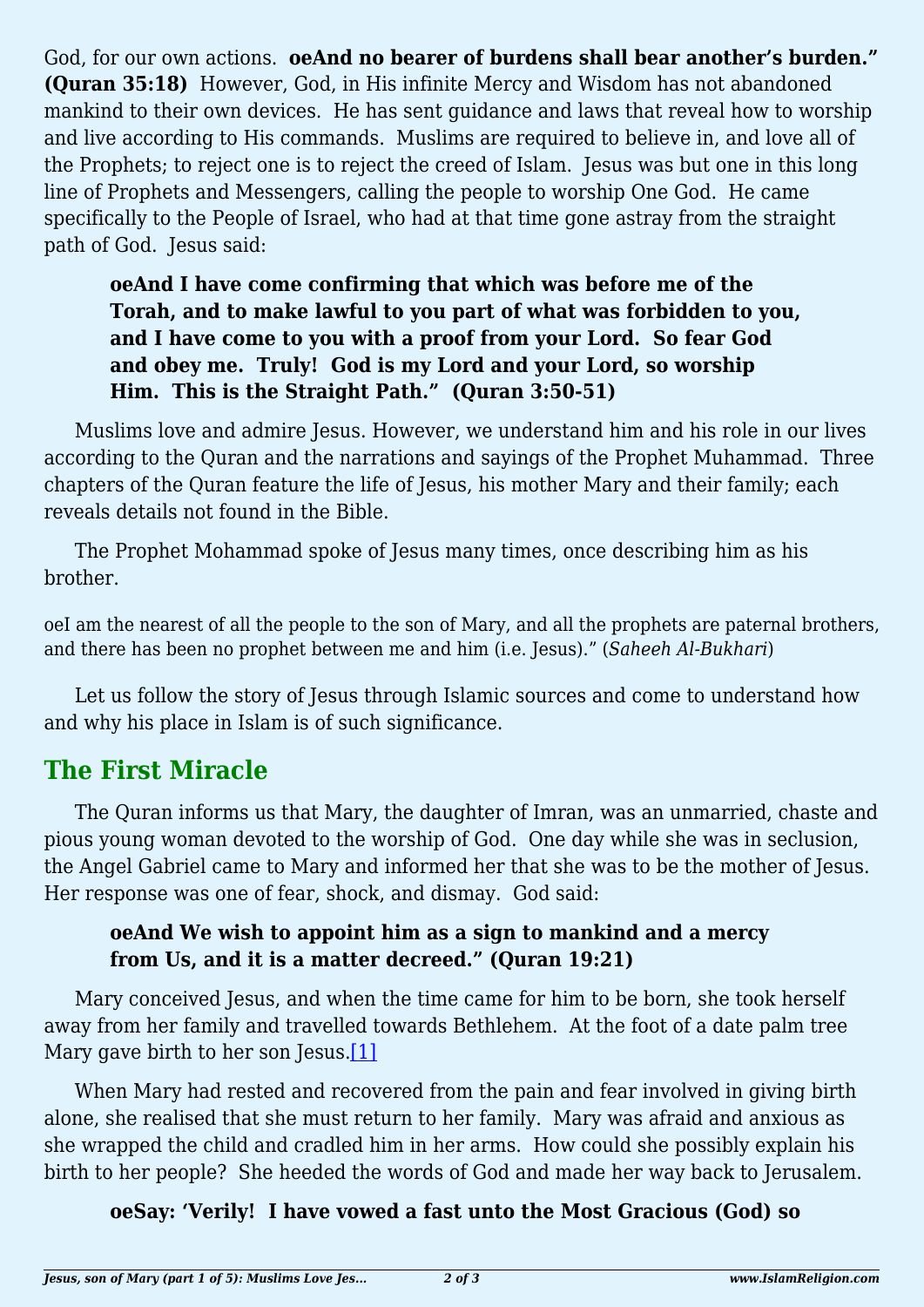God, for our own actions. **oeAnd no bearer of burdens shall bear another's burden." (Quran 35:18)** However, God, in His infinite Mercy and Wisdom has not abandoned mankind to their own devices. He has sent guidance and laws that reveal how to worship and live according to His commands. Muslims are required to believe in, and love all of the Prophets; to reject one is to reject the creed of Islam. Jesus was but one in this long line of Prophets and Messengers, calling the people to worship One God. He came specifically to the People of Israel, who had at that time gone astray from the straight path of God. Jesus said:

> **oeAnd I have come confirming that which was before me of the Torah, and to make lawful to you part of what was forbidden to you, and I have come to you with a proof from your Lord. So fear God and obey me. Truly! God is my Lord and your Lord, so worship Him. This is the Straight Path." (Quran 3:50-51)**

Muslims love and admire Jesus. However, we understand him and his role in our lives according to the Quran and the narrations and sayings of the Prophet Muhammad. Three chapters of the Quran feature the life of Jesus, his mother Mary and their family; each reveals details not found in the Bible.

The Prophet Mohammad spoke of Jesus many times, once describing him as his brother.

oeI am the nearest of all the people to the son of Mary, and all the prophets are paternal brothers, and there has been no prophet between me and him (i.e. Jesus)." (*Saheeh Al-Bukhari*)

Let us follow the story of Jesus through Islamic sources and come to understand how and why his place in Islam is of such significance.

## The First Miracle

The Quran informs us that Mary, the daughter of Imran, was an unmarried, chaste and pious young woman devoted to the worship of God. One day while she was in seclusion, the Angel Gabriel came to Mary and informed her that she was to be the mother of Jesus. Her response was one of fear, shock, and dismay. God said:

> **oeAnd We wish to appoint him as a sign to mankind and a mercy from Us, and it is a matter decreed." (Quran 19:21)**

Mary conceived Jesus, and when the time came for him to be born, she took herself away from her family and travelled towards Bethlehem. At the foot of a date palm tree Mary gave birth to her son Jesus.[1]

When Mary had rested and recovered from the pain and fear involved in giving birth alone, she realised that she must return to her family. Mary was afraid and anxious as she wrapped the child and cradled him in her arms. How could she possibly explain his birth to her people? She heeded the words of God and made her way back to Jerusalem.

> **oeSay: 'Verily! I have vowed a fast unto the Most Gracious (God) so**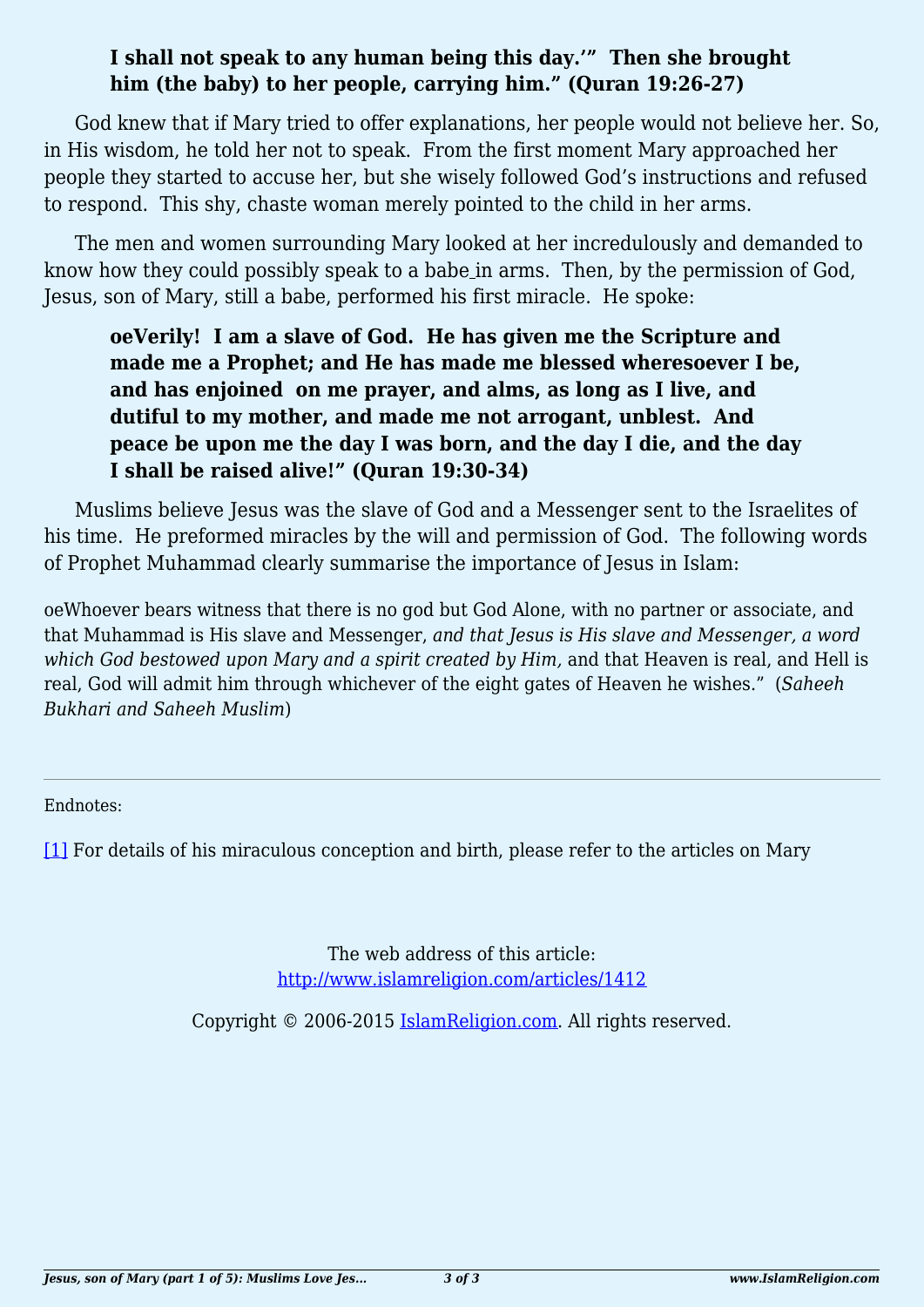**I shall not speak to any human being this day.'" Then she brought him (the baby) to her people, carrying him." (Quran 19:26-27)**

God knew that if Mary tried to offer explanations, her people would not believe her. So, in His wisdom, he told her not to speak. From the first moment Mary approached her people they started to accuse her, but she wisely followed God's instructions and refused to respond. This shy, chaste woman merely pointed to the child in her arms.

The men and women surrounding Mary looked at her incredulously and demanded to know how they could possibly speak to a babe in arms. Then, by the permission of God, Jesus, son of Mary, still a babe, performed his first miracle. He spoke:

**oeVerily! I am a slave of God. He has given me the Scripture and made me a Prophet; and He has made me blessed wheresoever I be, and has enjoined on me prayer, and alms, as long as I live, and dutiful to my mother, and made me not arrogant, unblest. And peace be upon me the day I was born, and the day I die, and the day I shall be raised alive!" (Quran 19:30-34)**

Muslims believe Jesus was the slave of God and a Messenger sent to the Israelites of his time. He preformed miracles by the will and permission of God. The following words of Prophet Muhammad clearly summarise the importance of Jesus in Islam:

oeWhoever bears witness that there is no god but God Alone, with no partner or associate, and that Muhammad is His slave and Messenger, *and that Jesus is His slave and Messenger, a word which God bestowed upon Mary and a spirit created by Him,* and that Heaven is real, and Hell is real, God will admit him through whichever of the eight gates of Heaven he wishes." (*Saheeh Bukhari and Saheeh Muslim*)

---

Endnotes:

[1] For details of his miraculous conception and birth, please refer to the articles on Mary

The web address of this article:
http://www.islamreligion.com/articles/1412

Copyright © 2006-2015 IslamReligion.com. All rights reserved.